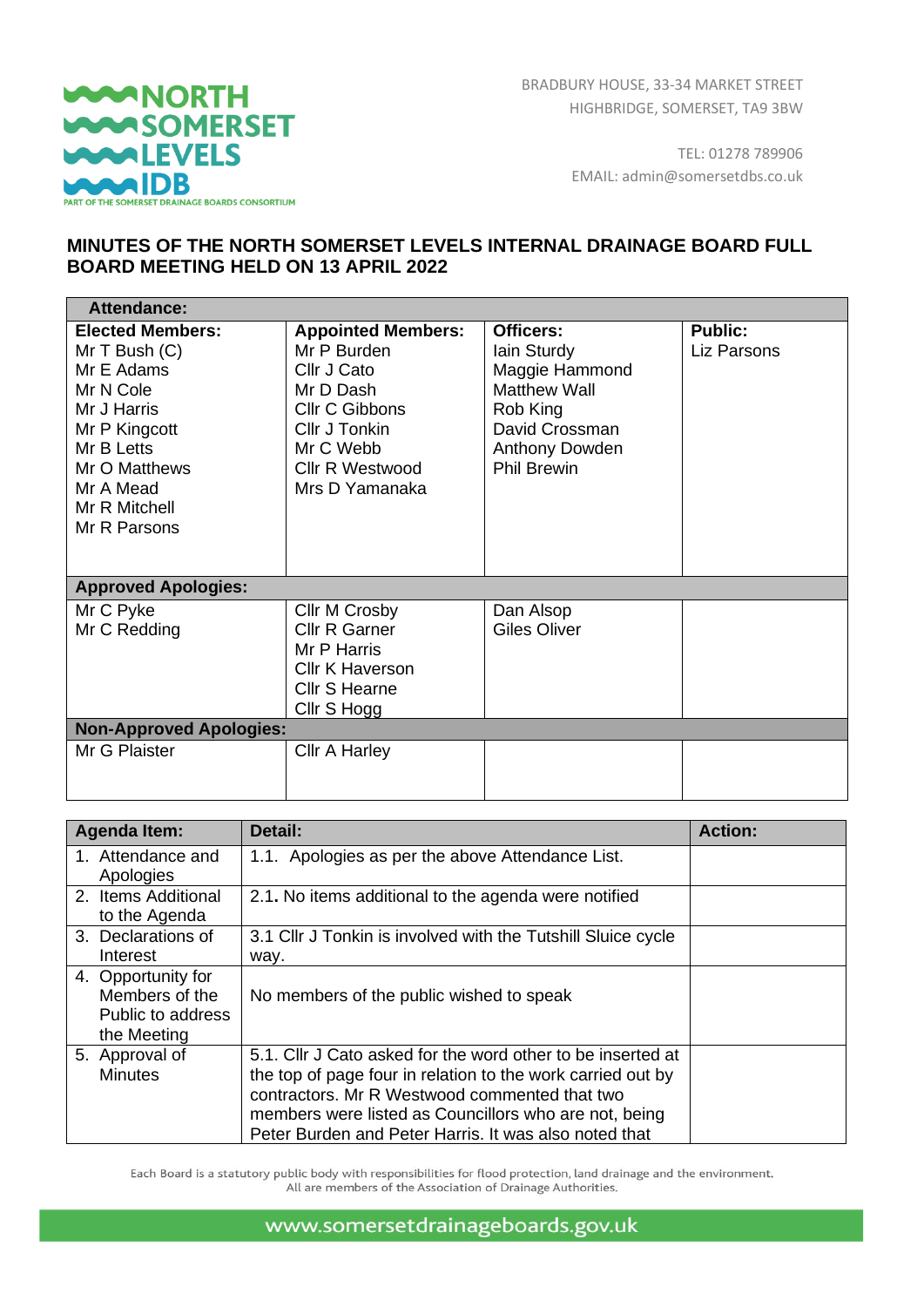NORTH SOMERSET LEVELS IDB

PART OF THE SOMERSET DRAINAGE BOARDS CONSORTIUM

BRADBURY HOUSE, 33-34 MARKET STREET
HIGHBRIDGE, SOMERSET, TA9 3BW

TEL: 01278 789906
EMAIL: admin@somersetdbs.co.uk

# MINUTES OF THE NORTH SOMERSET LEVELS INTERNAL DRAINAGE BOARD FULL BOARD MEETING HELD ON 13 APRIL 2022

| **Attendance:** | | | |
|---|---|---|---|
| **Elected Members:**<br>Mr T Bush (C)<br>Mr E Adams<br>Mr N Cole<br>Mr J Harris<br>Mr P Kingcott<br>Mr B Letts<br>Mr O Matthews<br>Mr A Mead<br>Mr R Mitchell<br>Mr R Parsons | **Appointed Members:**<br>Mr P Burden<br>Cllr J Cato<br>Mr D Dash<br>Cllr C Gibbons<br>Cllr J Tonkin<br>Mr C Webb<br>Cllr R Westwood<br>Mrs D Yamanaka | **Officers:**<br>Iain Sturdy<br>Maggie Hammond<br>Matthew Wall<br>Rob King<br>David Crossman<br>Anthony Dowden<br>Phil Brewin | **Public:**<br>Liz Parsons |
| **Approved Apologies:** | | | |
| Mr C Pyke<br>Mr C Redding | Cllr M Crosby<br>Cllr R Garner<br>Mr P Harris<br>Cllr K Haverson<br>Cllr S Hearne<br>Cllr S Hogg | Dan Alsop<br>Giles Oliver | |
| **Non-Approved Apologies:** | | | |
| Mr G Plaister | Cllr A Harley | | |

| Agenda Item: | Detail: | Action: |
|---|---|---|
| 1. Attendance and Apologies | 1.1. Apologies as per the above Attendance List. | |
| 2. Items Additional to the Agenda | 2.1. No items additional to the agenda were notified | |
| 3. Declarations of Interest | 3.1 Cllr J Tonkin is involved with the Tutshill Sluice cycle way. | |
| 4. Opportunity for Members of the Public to address the Meeting | No members of the public wished to speak | |
| 5. Approval of Minutes | 5.1. Cllr J Cato asked for the word other to be inserted at the top of page four in relation to the work carried out by contractors. Mr R Westwood commented that two members were listed as Councillors who are not, being Peter Burden and Peter Harris. It was also noted that | |

Each Board is a statutory public body with responsibilities for flood protection, land drainage and the environment.
All are members of the Association of Drainage Authorities.

www.somersetdrainageboards.gov.uk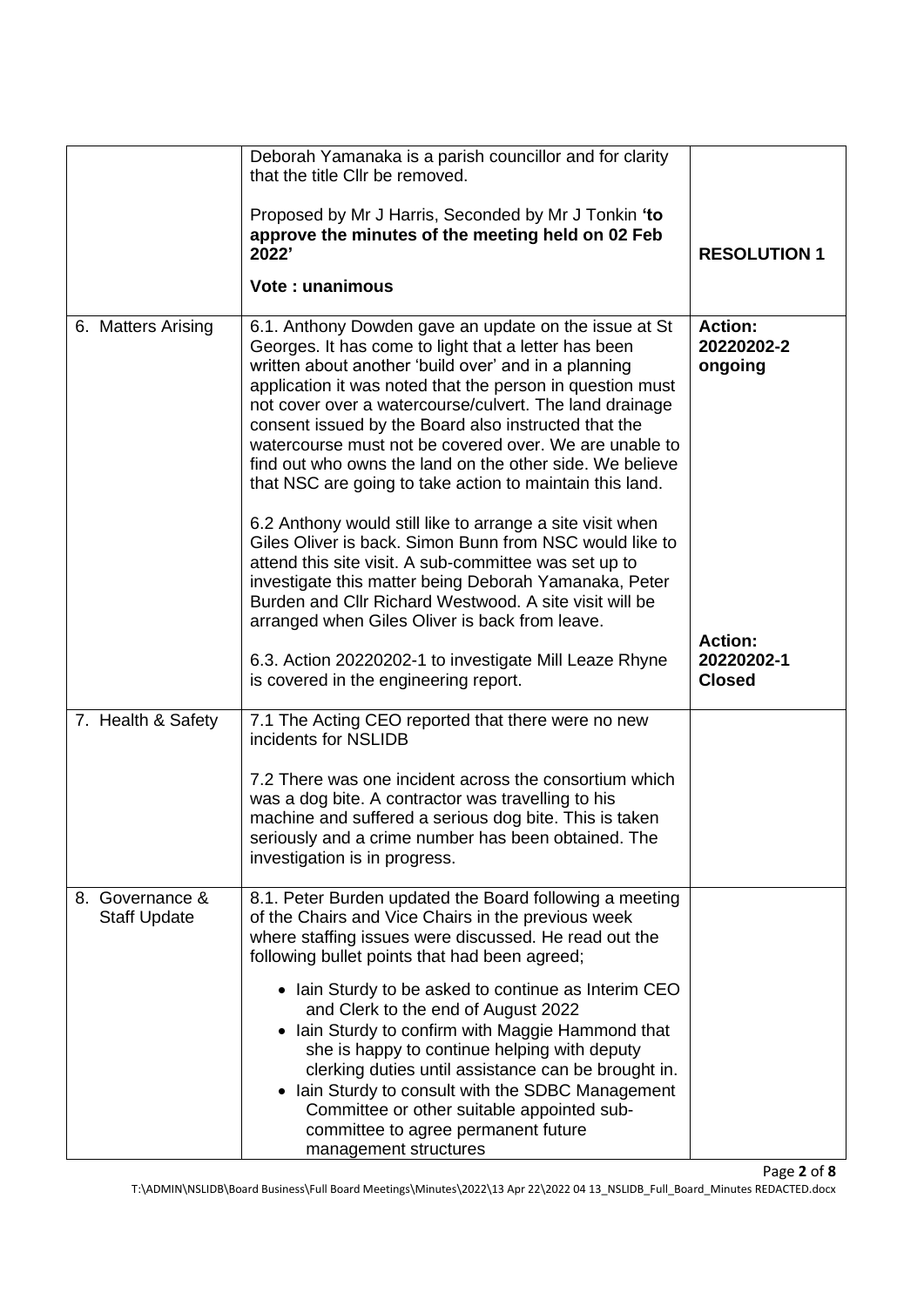| | | |
|---|---|---|
| | Deborah Yamanaka is a parish councillor and for clarity that the title Cllr be removed.<br><br>Proposed by Mr J Harris, Seconded by Mr J Tonkin **'to approve the minutes of the meeting held on 02 Feb 2022'**<br><br>**Vote : unanimous** | **RESOLUTION 1** |
| 6. Matters Arising | 6.1. Anthony Dowden gave an update on the issue at St Georges. It has come to light that a letter has been written about another 'build over' and in a planning application it was noted that the person in question must not cover over a watercourse/culvert. The land drainage consent issued by the Board also instructed that the watercourse must not be covered over. We are unable to find out who owns the land on the other side. We believe that NSC are going to take action to maintain this land.<br><br>6.2 Anthony would still like to arrange a site visit when Giles Oliver is back. Simon Bunn from NSC would like to attend this site visit. A sub-committee was set up to investigate this matter being Deborah Yamanaka, Peter Burden and Cllr Richard Westwood. A site visit will be arranged when Giles Oliver is back from leave.<br><br>6.3. Action 20220202-1 to investigate Mill Leaze Rhyne is covered in the engineering report. | **Action: 20220202-2 ongoing**<br><br>**Action: 20220202-1 Closed** |
| 7. Health & Safety | 7.1 The Acting CEO reported that there were no new incidents for NSLIDB<br><br>7.2 There was one incident across the consortium which was a dog bite. A contractor was travelling to his machine and suffered a serious dog bite. This is taken seriously and a crime number has been obtained. The investigation is in progress. | |
| 8. Governance & Staff Update | 8.1. Peter Burden updated the Board following a meeting of the Chairs and Vice Chairs in the previous week where staffing issues were discussed. He read out the following bullet points that had been agreed;<br><br>• Iain Sturdy to be asked to continue as Interim CEO and Clerk to the end of August 2022<br>• Iain Sturdy to confirm with Maggie Hammond that she is happy to continue helping with deputy clerking duties until assistance can be brought in.<br>• Iain Sturdy to consult with the SDBC Management Committee or other suitable appointed sub-committee to agree permanent future management structures | |

T:\ADMIN\NSLIDB\Board Business\Full Board Meetings\Minutes\2022\13 Apr 22\2022 04 13_NSLIDB_Full_Board_Minutes REDACTED.docx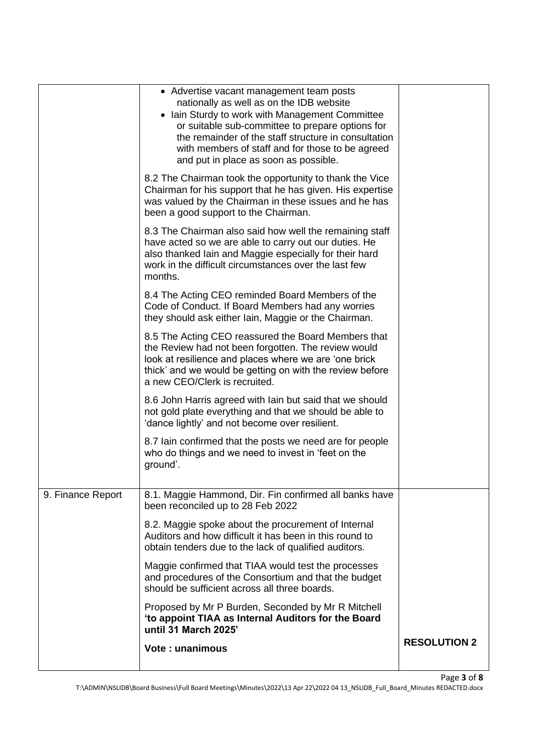| | | |
|---|---|---|
| | • Advertise vacant management team posts nationally as well as on the IDB website<br>• Iain Sturdy to work with Management Committee or suitable sub-committee to prepare options for the remainder of the staff structure in consultation with members of staff and for those to be agreed and put in place as soon as possible.<br><br>8.2 The Chairman took the opportunity to thank the Vice Chairman for his support that he has given. His expertise was valued by the Chairman in these issues and he has been a good support to the Chairman.<br><br>8.3 The Chairman also said how well the remaining staff have acted so we are able to carry out our duties. He also thanked Iain and Maggie especially for their hard work in the difficult circumstances over the last few months.<br><br>8.4 The Acting CEO reminded Board Members of the Code of Conduct. If Board Members had any worries they should ask either Iain, Maggie or the Chairman.<br><br>8.5 The Acting CEO reassured the Board Members that the Review had not been forgotten. The review would look at resilience and places where we are 'one brick thick' and we would be getting on with the review before a new CEO/Clerk is recruited.<br><br>8.6 John Harris agreed with Iain but said that we should not gold plate everything and that we should be able to 'dance lightly' and not become over resilient.<br><br>8.7 Iain confirmed that the posts we need are for people who do things and we need to invest in 'feet on the ground'. | |
| 9. Finance Report | 8.1. Maggie Hammond, Dir. Fin confirmed all banks have been reconciled up to 28 Feb 2022<br><br>8.2. Maggie spoke about the procurement of Internal Auditors and how difficult it has been in this round to obtain tenders due to the lack of qualified auditors.<br><br>Maggie confirmed that TIAA would test the processes and procedures of the Consortium and that the budget should be sufficient across all three boards.<br><br>Proposed by Mr P Burden, Seconded by Mr R Mitchell **'to appoint TIAA as Internal Auditors for the Board until 31 March 2025'**<br><br>**Vote : unanimous** | **RESOLUTION 2** |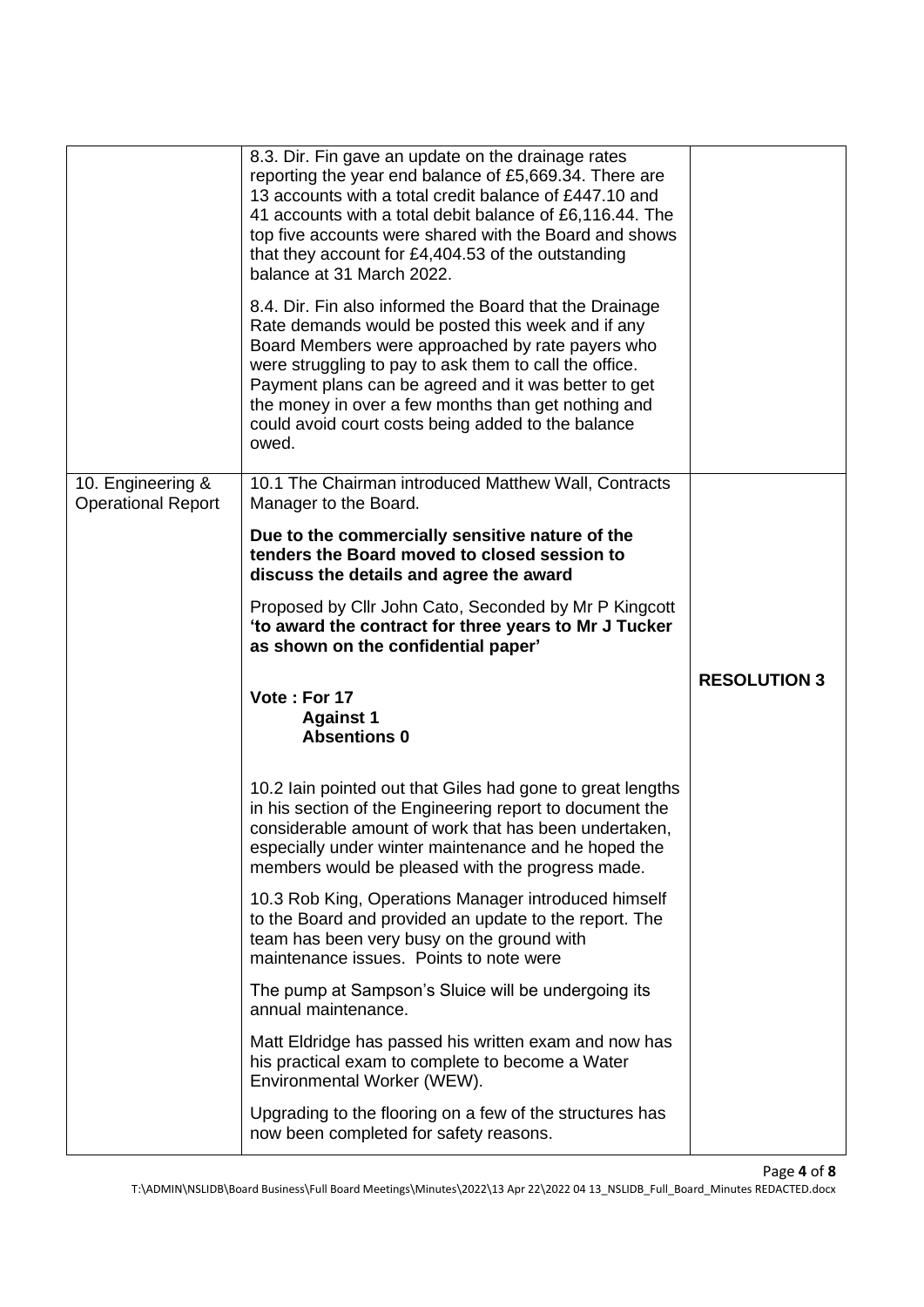| | | |
|---|---|---|
| | 8.3. Dir. Fin gave an update on the drainage rates reporting the year end balance of £5,669.34. There are 13 accounts with a total credit balance of £447.10 and 41 accounts with a total debit balance of £6,116.44. The top five accounts were shared with the Board and shows that they account for £4,404.53 of the outstanding balance at 31 March 2022.<br><br>8.4. Dir. Fin also informed the Board that the Drainage Rate demands would be posted this week and if any Board Members were approached by rate payers who were struggling to pay to ask them to call the office. Payment plans can be agreed and it was better to get the money in over a few months than get nothing and could avoid court costs being added to the balance owed. | |
| 10. Engineering & Operational Report | 10.1 The Chairman introduced Matthew Wall, Contracts Manager to the Board.<br><br>**Due to the commercially sensitive nature of the tenders the Board moved to closed session to discuss the details and agree the award**<br><br>Proposed by Cllr John Cato, Seconded by Mr P Kingcott **'to award the contract for three years to Mr J Tucker as shown on the confidential paper'**<br><br>**Vote : For 17**<br>**Against 1**<br>**Absentions 0**<br><br>10.2 Iain pointed out that Giles had gone to great lengths in his section of the Engineering report to document the considerable amount of work that has been undertaken, especially under winter maintenance and he hoped the members would be pleased with the progress made.<br><br>10.3 Rob King, Operations Manager introduced himself to the Board and provided an update to the report. The team has been very busy on the ground with maintenance issues. Points to note were<br><br>The pump at Sampson's Sluice will be undergoing its annual maintenance.<br><br>Matt Eldridge has passed his written exam and now has his practical exam to complete to become a Water Environmental Worker (WEW).<br><br>Upgrading to the flooring on a few of the structures has now been completed for safety reasons. | **RESOLUTION 3** |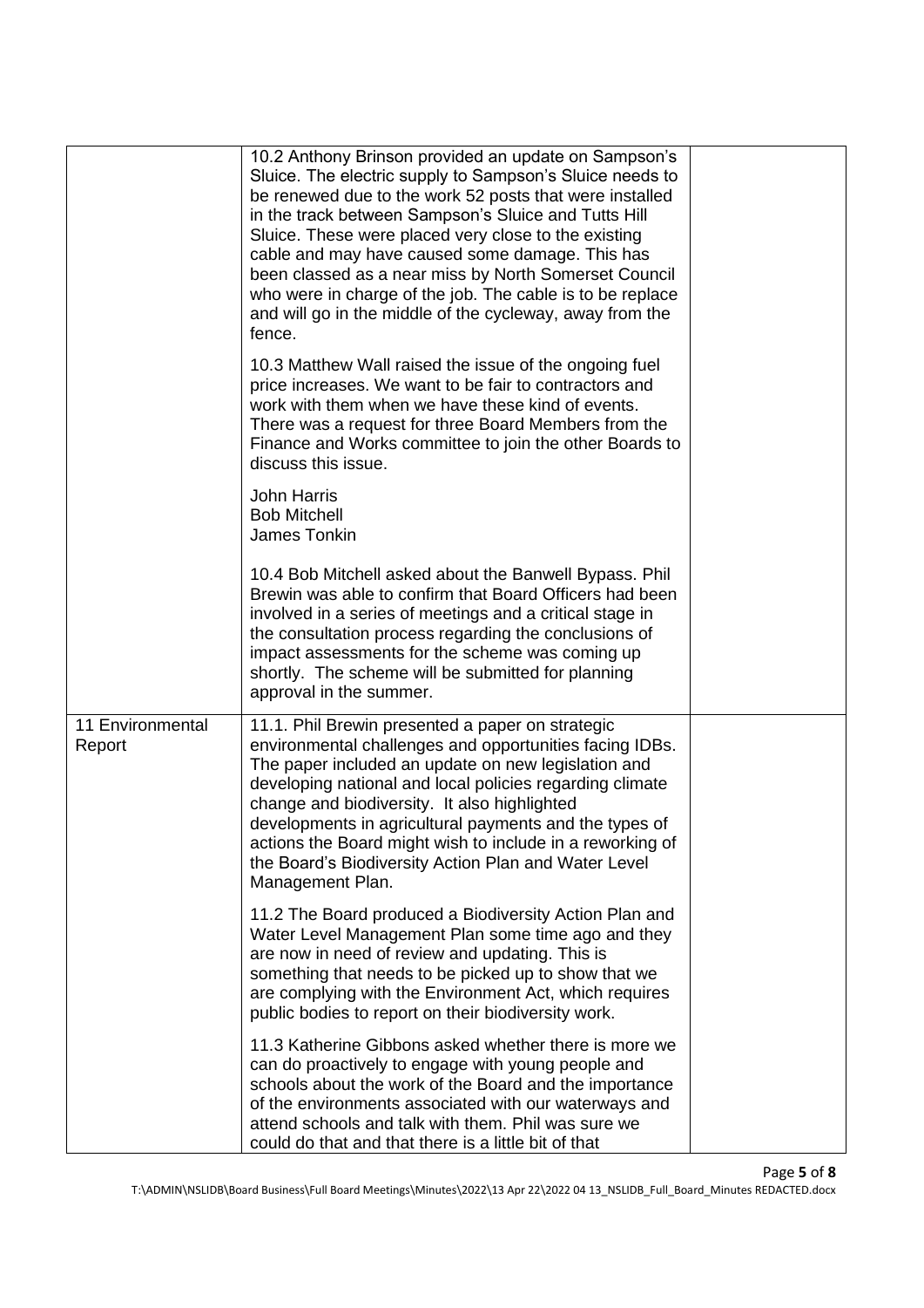|  |  |  |
|---|---|---|
|  | 10.2 Anthony Brinson provided an update on Sampson's Sluice. The electric supply to Sampson's Sluice needs to be renewed due to the work 52 posts that were installed in the track between Sampson's Sluice and Tutts Hill Sluice. These were placed very close to the existing cable and may have caused some damage. This has been classed as a near miss by North Somerset Council who were in charge of the job. The cable is to be replace and will go in the middle of the cycleway, away from the fence.<br><br>10.3 Matthew Wall raised the issue of the ongoing fuel price increases. We want to be fair to contractors and work with them when we have these kind of events. There was a request for three Board Members from the Finance and Works committee to join the other Boards to discuss this issue.<br><br>John Harris<br>Bob Mitchell<br>James Tonkin<br><br>10.4 Bob Mitchell asked about the Banwell Bypass. Phil Brewin was able to confirm that Board Officers had been involved in a series of meetings and a critical stage in the consultation process regarding the conclusions of impact assessments for the scheme was coming up shortly. The scheme will be submitted for planning approval in the summer. |  |
| 11 Environmental Report | 11.1. Phil Brewin presented a paper on strategic environmental challenges and opportunities facing IDBs. The paper included an update on new legislation and developing national and local policies regarding climate change and biodiversity. It also highlighted developments in agricultural payments and the types of actions the Board might wish to include in a reworking of the Board's Biodiversity Action Plan and Water Level Management Plan.<br><br>11.2 The Board produced a Biodiversity Action Plan and Water Level Management Plan some time ago and they are now in need of review and updating. This is something that needs to be picked up to show that we are complying with the Environment Act, which requires public bodies to report on their biodiversity work.<br><br>11.3 Katherine Gibbons asked whether there is more we can do proactively to engage with young people and schools about the work of the Board and the importance of the environments associated with our waterways and attend schools and talk with them. Phil was sure we could do that and that there is a little bit of that |  |

T:\ADMIN\NSLIDB\Board Business\Full Board Meetings\Minutes\2022\13 Apr 22\2022 04 13_NSLIDB_Full_Board_Minutes REDACTED.docx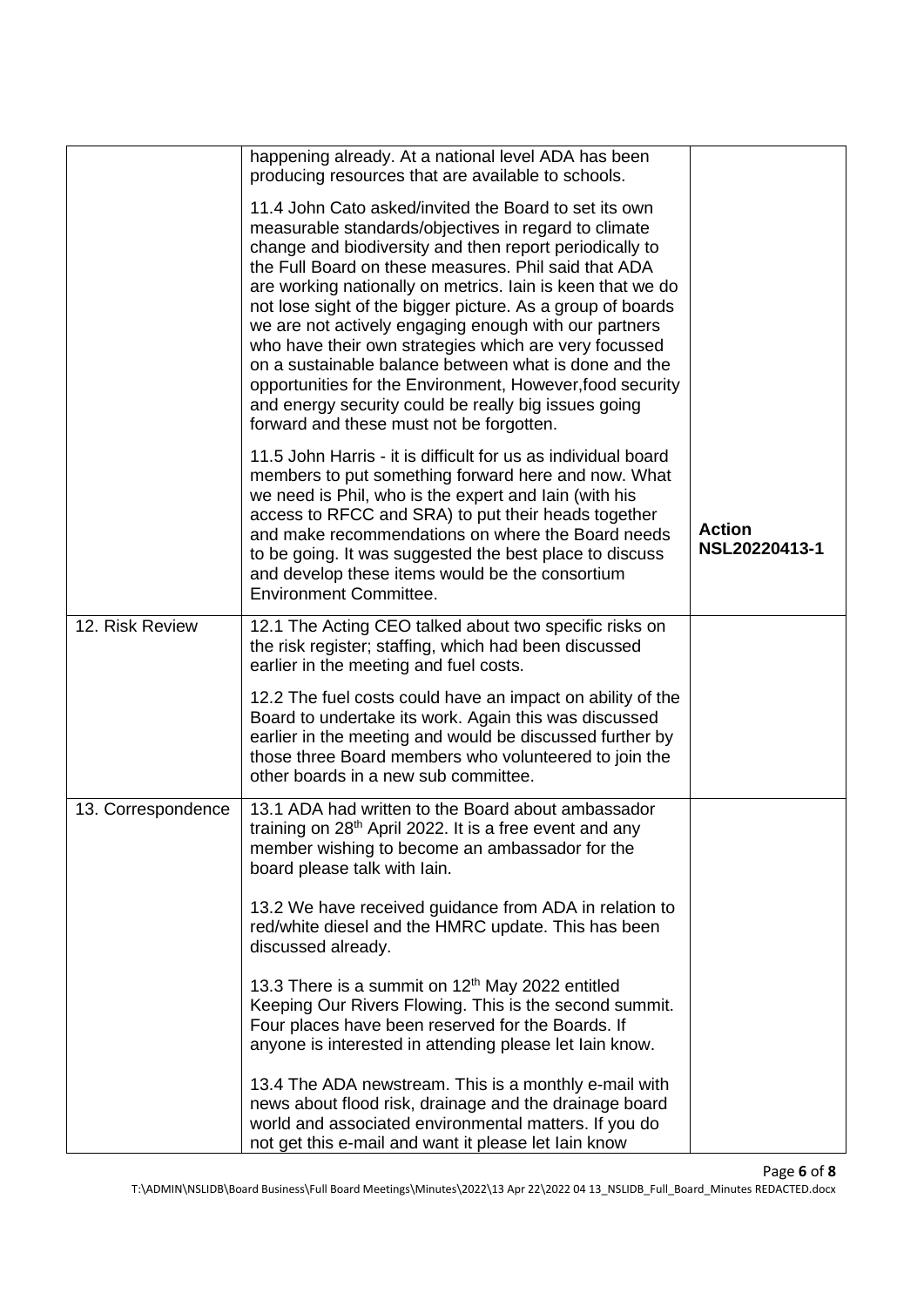| | | |
|---|---|---|
| | happening already. At a national level ADA has been producing resources that are available to schools.<br><br>11.4 John Cato asked/invited the Board to set its own measurable standards/objectives in regard to climate change and biodiversity and then report periodically to the Full Board on these measures. Phil said that ADA are working nationally on metrics. Iain is keen that we do not lose sight of the bigger picture. As a group of boards we are not actively engaging enough with our partners who have their own strategies which are very focussed on a sustainable balance between what is done and the opportunities for the Environment, However,food security and energy security could be really big issues going forward and these must not be forgotten.<br><br>11.5 John Harris - it is difficult for us as individual board members to put something forward here and now. What we need is Phil, who is the expert and Iain (with his access to RFCC and SRA) to put their heads together and make recommendations on where the Board needs to be going. It was suggested the best place to discuss and develop these items would be the consortium Environment Committee. | **Action NSL20220413-1** |
| 12. Risk Review | 12.1 The Acting CEO talked about two specific risks on the risk register; staffing, which had been discussed earlier in the meeting and fuel costs.<br><br>12.2 The fuel costs could have an impact on ability of the Board to undertake its work. Again this was discussed earlier in the meeting and would be discussed further by those three Board members who volunteered to join the other boards in a new sub committee. | |
| 13. Correspondence | 13.1 ADA had written to the Board about ambassador training on 28th April 2022. It is a free event and any member wishing to become an ambassador for the board please talk with Iain.<br><br>13.2 We have received guidance from ADA in relation to red/white diesel and the HMRC update. This has been discussed already.<br><br>13.3 There is a summit on 12th May 2022 entitled Keeping Our Rivers Flowing. This is the second summit. Four places have been reserved for the Boards. If anyone is interested in attending please let Iain know.<br><br>13.4 The ADA newstream. This is a monthly e-mail with news about flood risk, drainage and the drainage board world and associated environmental matters. If you do not get this e-mail and want it please let Iain know | |

T:\ADMIN\NSLIDB\Board Business\Full Board Meetings\Minutes\2022\13 Apr 22\2022 04 13_NSLIDB_Full_Board_Minutes REDACTED.docx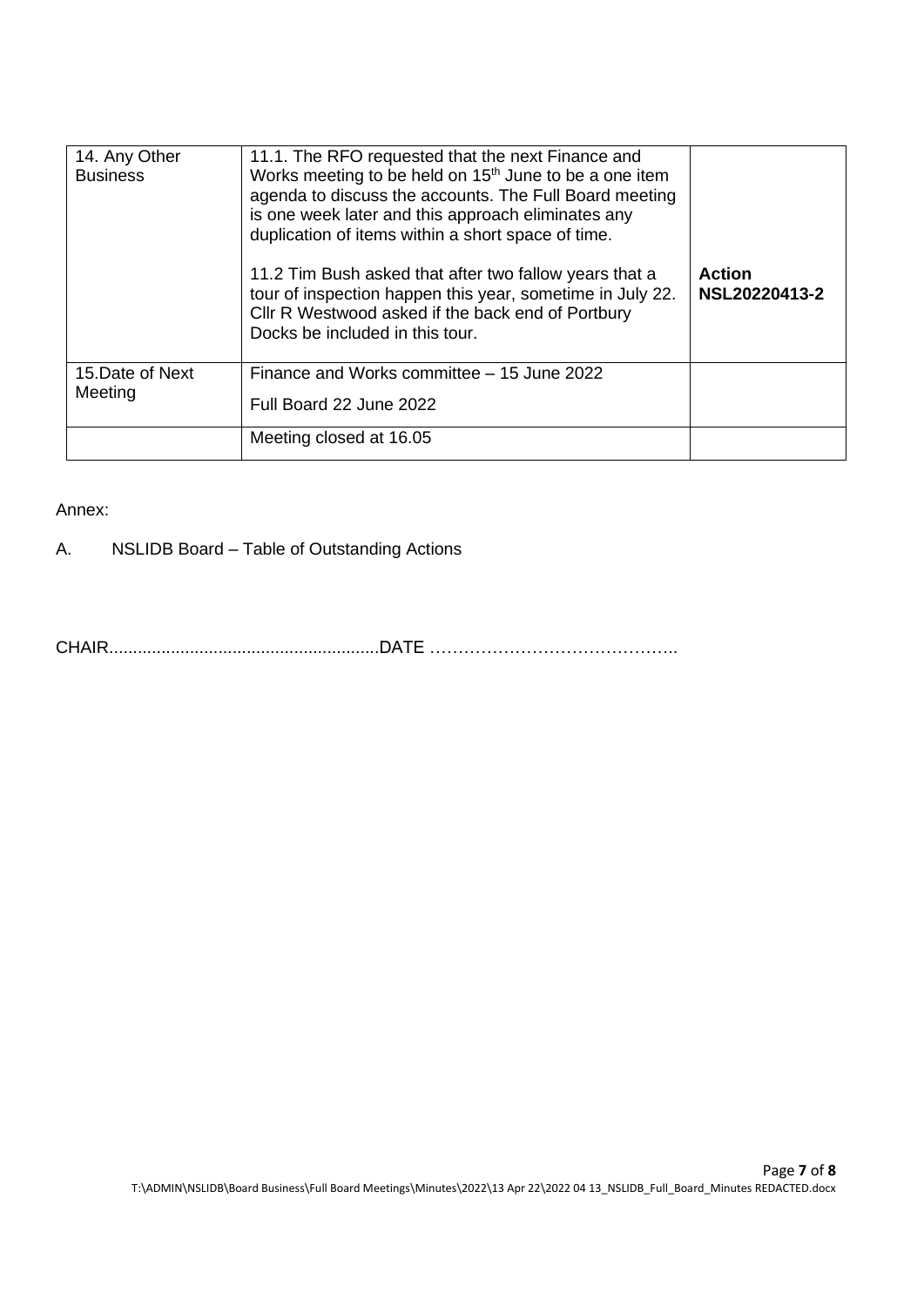| 14. Any Other Business | 11.1. The RFO requested that the next Finance and Works meeting to be held on 15th June to be a one item agenda to discuss the accounts. The Full Board meeting is one week later and this approach eliminates any duplication of items within a short space of time.<br><br>11.2 Tim Bush asked that after two fallow years that a tour of inspection happen this year, sometime in July 22. Cllr R Westwood asked if the back end of Portbury Docks be included in this tour. | **Action NSL20220413-2** |
|---|---|---|
| 15.Date of Next Meeting | Finance and Works committee – 15 June 2022<br><br>Full Board 22 June 2022 | |
| | Meeting closed at 16.05 | |

Annex:

A. NSLIDB Board – Table of Outstanding Actions

CHAIR.........................................................DATE ……………………………………..

T:\ADMIN\NSLIDB\Board Business\Full Board Meetings\Minutes\2022\13 Apr 22\2022 04 13_NSLIDB_Full_Board_Minutes REDACTED.docx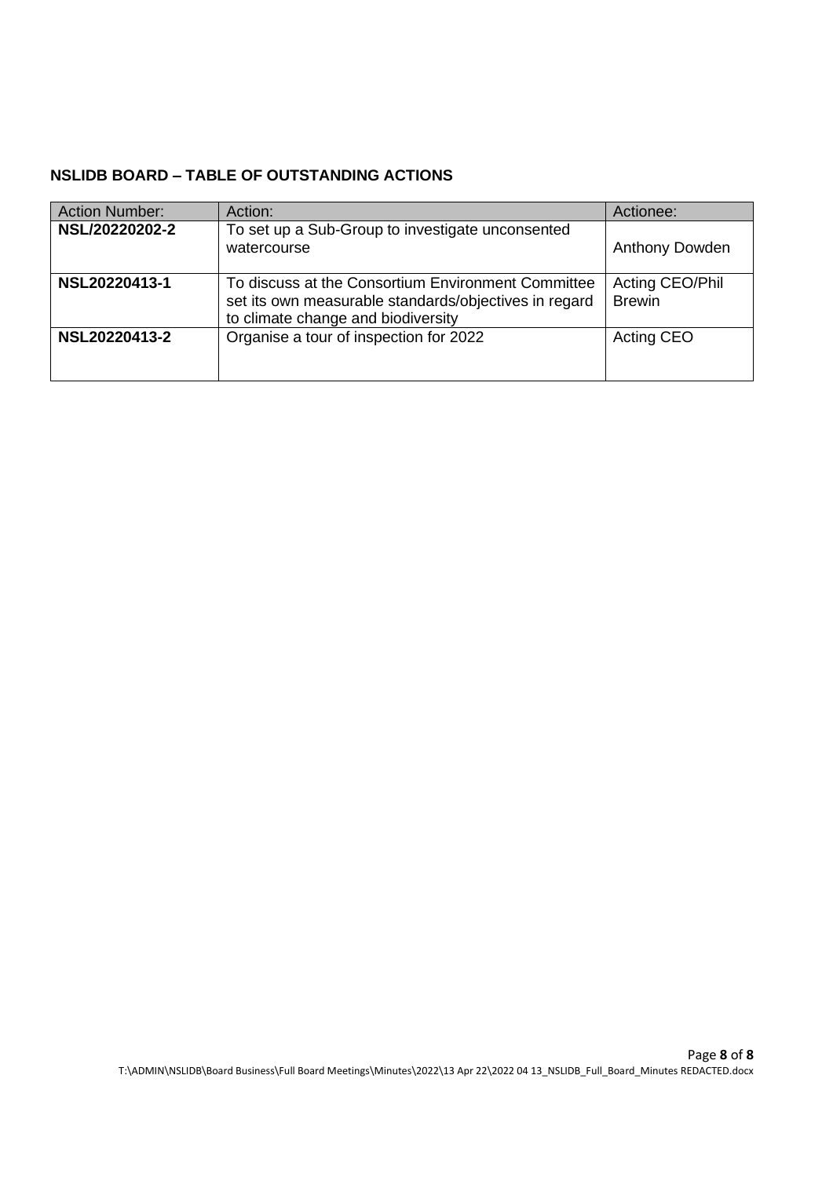**NSLIDB BOARD – TABLE OF OUTSTANDING ACTIONS**

| Action Number: | Action: | Actionee: |
| --- | --- | --- |
| **NSL/20220202-2** | To set up a Sub-Group to investigate unconsented watercourse | Anthony Dowden |
| **NSL20220413-1** | To discuss at the Consortium Environment Committee set its own measurable standards/objectives in regard to climate change and biodiversity | Acting CEO/Phil Brewin |
| **NSL20220413-2** | Organise a tour of inspection for 2022 | Acting CEO |